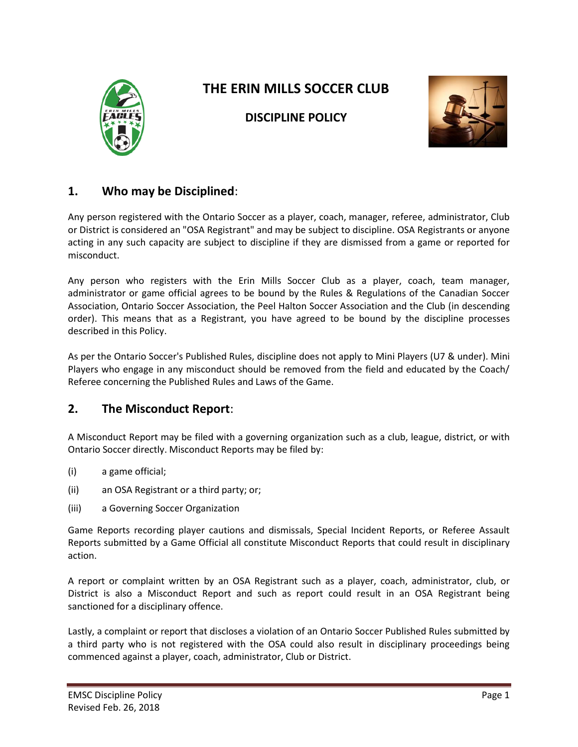# THE ERIN MILLS SOCCER CLUB

## DISCIPLINE POLICY

## 1. Who may be Disciplined:

Any person registered with the Ontario Soccer as a player, coach, manager, referee, administrator, Club or District is considered an "OSA Registrant" and may be subject to discipline. OSA Registrants or anyone acting in any such capacity are subject to discipline if they are dismissed from a game or reported for misconduct.

Any person who registers with the Erin Mills Soccer Club as a player, coach, team manager, administrator or game official agrees to be bound by the Rules & Regulations of the Canadian Soccer Association, Ontario Soccer Association, the Peel Halton Soccer Association and the Club (in descending order). This means that as a Registrant, you have agreed to be bound by the discipline processes described in this Policy.

As per the Ontario Soccer's Published Rules, discipline does not apply to Mini Players (U7 & under). Mini Players who engage in any misconduct should be removed from the field and educated by the Coach/ Referee concerning the Published Rules and Laws of the Game.

## 2. The Misconduct Report:

A Misconduct Report may be filed with a governing organization such as a club, league, district, or with Ontario Soccer directly. Misconduct Reports may be filed by:

(i) a game official;

(ii) an OSA Registrant or a third party; or;

(iii) a Governing Soccer Organization

Game Reports recording player cautions and dismissals, Special Incident Reports, or Referee Assault Reports submitted by a Game Official all constitute Misconduct Reports that could result in disciplinary action.

A report or complaint written by an OSA Registrant such as a player, coach, administrator, club, or District is also a Misconduct Report and such as report could result in an OSA Registrant being sanctioned for a disciplinary offence.

Lastly, a complaint or report that discloses a violation of an Ontario Soccer Published Rules submitted by a third party who is not registered with the OSA could also result in disciplinary proceedings being commenced against a player, coach, administrator, Club or District.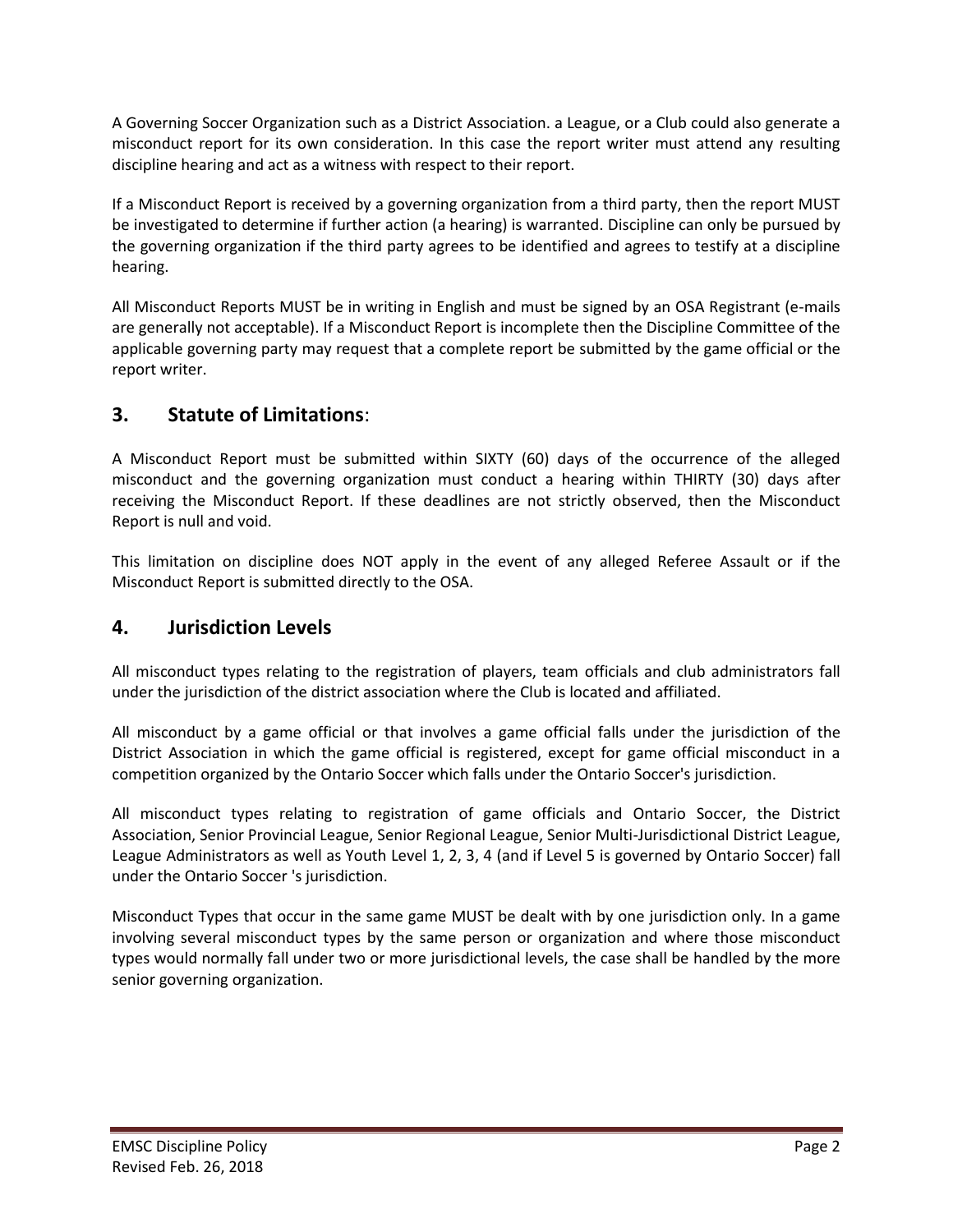A Governing Soccer Organization such as a District Association. a League, or a Club could also generate a misconduct report for its own consideration. In this case the report writer must attend any resulting discipline hearing and act as a witness with respect to their report.

If a Misconduct Report is received by a governing organization from a third party, then the report MUST be investigated to determine if further action (a hearing) is warranted. Discipline can only be pursued by the governing organization if the third party agrees to be identified and agrees to testify at a discipline hearing.

All Misconduct Reports MUST be in writing in English and must be signed by an OSA Registrant (e-mails are generally not acceptable). If a Misconduct Report is incomplete then the Discipline Committee of the applicable governing party may request that a complete report be submitted by the game official or the report writer.

## 3. **Statute of Limitations**:

A Misconduct Report must be submitted within SIXTY (60) days of the occurrence of the alleged misconduct and the governing organization must conduct a hearing within THIRTY (30) days after receiving the Misconduct Report. If these deadlines are not strictly observed, then the Misconduct Report is null and void.

This limitation on discipline does NOT apply in the event of any alleged Referee Assault or if the Misconduct Report is submitted directly to the OSA.

## 4. Jurisdiction Levels

All misconduct types relating to the registration of players, team officials and club administrators fall under the jurisdiction of the district association where the Club is located and affiliated.

All misconduct by a game official or that involves a game official falls under the jurisdiction of the District Association in which the game official is registered, except for game official misconduct in a competition organized by the Ontario Soccer which falls under the Ontario Soccer's jurisdiction.

All misconduct types relating to registration of game officials and Ontario Soccer, the District Association, Senior Provincial League, Senior Regional League, Senior Multi-Jurisdictional District League, League Administrators as well as Youth Level 1, 2, 3, 4 (and if Level 5 is governed by Ontario Soccer) fall under the Ontario Soccer 's jurisdiction.

Misconduct Types that occur in the same game MUST be dealt with by one jurisdiction only. In a game involving several misconduct types by the same person or organization and where those misconduct types would normally fall under two or more jurisdictional levels, the case shall be handled by the more senior governing organization.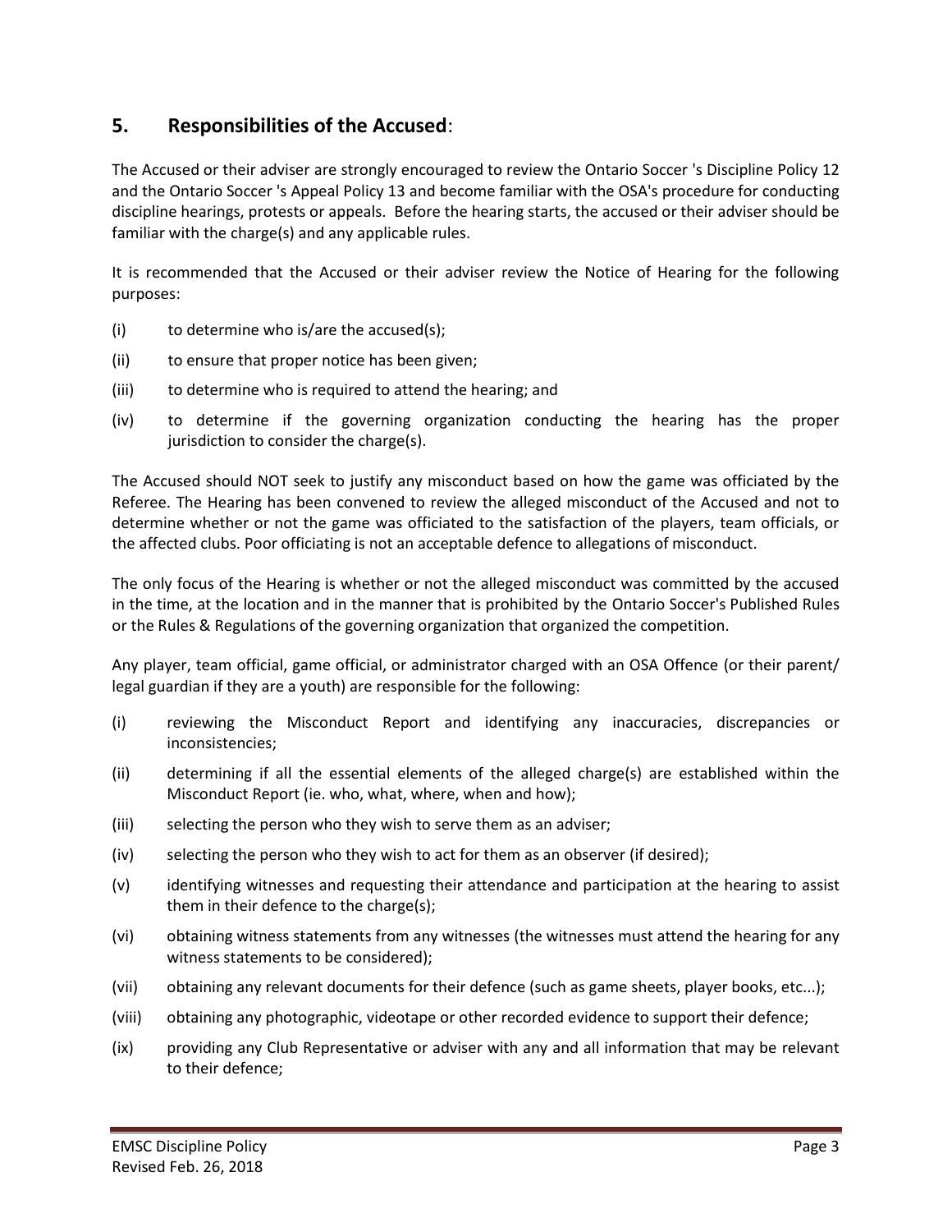## 5. Responsibilities of the Accused:

The Accused or their adviser are strongly encouraged to review the Ontario Soccer 's Discipline Policy 12 and the Ontario Soccer 's Appeal Policy 13 and become familiar with the OSA's procedure for conducting discipline hearings, protests or appeals. Before the hearing starts, the accused or their adviser should be familiar with the charge(s) and any applicable rules.

It is recommended that the Accused or their adviser review the Notice of Hearing for the following purposes:

(i) to determine who is/are the accused(s);

(ii) to ensure that proper notice has been given;

(iii) to determine who is required to attend the hearing; and

(iv) to determine if the governing organization conducting the hearing has the proper jurisdiction to consider the charge(s).

The Accused should NOT seek to justify any misconduct based on how the game was officiated by the Referee. The Hearing has been convened to review the alleged misconduct of the Accused and not to determine whether or not the game was officiated to the satisfaction of the players, team officials, or the affected clubs. Poor officiating is not an acceptable defence to allegations of misconduct.

The only focus of the Hearing is whether or not the alleged misconduct was committed by the accused in the time, at the location and in the manner that is prohibited by the Ontario Soccer's Published Rules or the Rules & Regulations of the governing organization that organized the competition.

Any player, team official, game official, or administrator charged with an OSA Offence (or their parent/ legal guardian if they are a youth) are responsible for the following:

(i) reviewing the Misconduct Report and identifying any inaccuracies, discrepancies or inconsistencies;

(ii) determining if all the essential elements of the alleged charge(s) are established within the Misconduct Report (ie. who, what, where, when and how);

(iii) selecting the person who they wish to serve them as an adviser;

(iv) selecting the person who they wish to act for them as an observer (if desired);

(v) identifying witnesses and requesting their attendance and participation at the hearing to assist them in their defence to the charge(s);

(vi) obtaining witness statements from any witnesses (the witnesses must attend the hearing for any witness statements to be considered);

(vii) obtaining any relevant documents for their defence (such as game sheets, player books, etc...);

(viii) obtaining any photographic, videotape or other recorded evidence to support their defence;

(ix) providing any Club Representative or adviser with any and all information that may be relevant to their defence;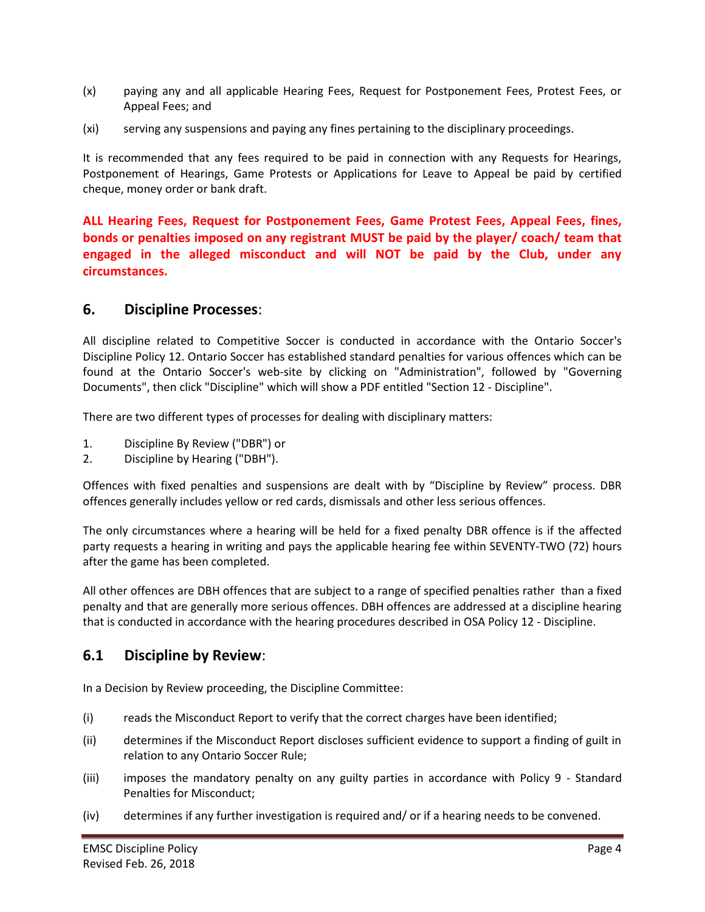(x) paying any and all applicable Hearing Fees, Request for Postponement Fees, Protest Fees, or Appeal Fees; and

(xi) serving any suspensions and paying any fines pertaining to the disciplinary proceedings.

It is recommended that any fees required to be paid in connection with any Requests for Hearings, Postponement of Hearings, Game Protests or Applications for Leave to Appeal be paid by certified cheque, money order or bank draft.

**ALL Hearing Fees, Request for Postponement Fees, Game Protest Fees, Appeal Fees, fines, bonds or penalties imposed on any registrant MUST be paid by the player/ coach/ team that engaged in the alleged misconduct and will NOT be paid by the Club, under any circumstances.**

## 6. Discipline Processes:

All discipline related to Competitive Soccer is conducted in accordance with the Ontario Soccer's Discipline Policy 12. Ontario Soccer has established standard penalties for various offences which can be found at the Ontario Soccer's web-site by clicking on "Administration", followed by "Governing Documents", then click "Discipline" which will show a PDF entitled "Section 12 - Discipline".

There are two different types of processes for dealing with disciplinary matters:

1. Discipline By Review ("DBR") or
2. Discipline by Hearing ("DBH").

Offences with fixed penalties and suspensions are dealt with by "Discipline by Review" process. DBR offences generally includes yellow or red cards, dismissals and other less serious offences.

The only circumstances where a hearing will be held for a fixed penalty DBR offence is if the affected party requests a hearing in writing and pays the applicable hearing fee within SEVENTY-TWO (72) hours after the game has been completed.

All other offences are DBH offences that are subject to a range of specified penalties rather than a fixed penalty and that are generally more serious offences. DBH offences are addressed at a discipline hearing that is conducted in accordance with the hearing procedures described in OSA Policy 12 - Discipline.

## 6.1 Discipline by Review:

In a Decision by Review proceeding, the Discipline Committee:

(i) reads the Misconduct Report to verify that the correct charges have been identified;

(ii) determines if the Misconduct Report discloses sufficient evidence to support a finding of guilt in relation to any Ontario Soccer Rule;

(iii) imposes the mandatory penalty on any guilty parties in accordance with Policy 9 - Standard Penalties for Misconduct;

(iv) determines if any further investigation is required and/ or if a hearing needs to be convened.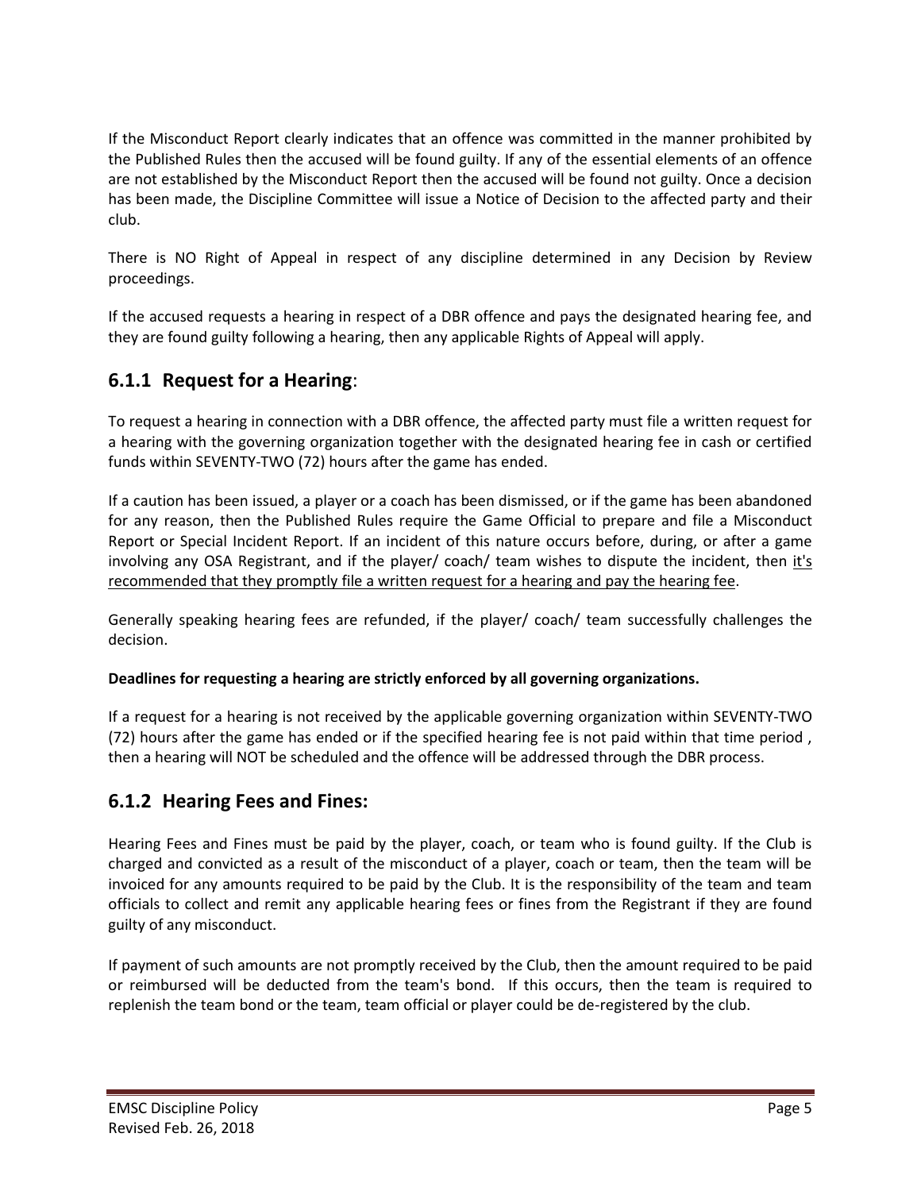If the Misconduct Report clearly indicates that an offence was committed in the manner prohibited by the Published Rules then the accused will be found guilty. If any of the essential elements of an offence are not established by the Misconduct Report then the accused will be found not guilty. Once a decision has been made, the Discipline Committee will issue a Notice of Decision to the affected party and their club.

There is NO Right of Appeal in respect of any discipline determined in any Decision by Review proceedings.

If the accused requests a hearing in respect of a DBR offence and pays the designated hearing fee, and they are found guilty following a hearing, then any applicable Rights of Appeal will apply.

### 6.1.1 Request for a Hearing:

To request a hearing in connection with a DBR offence, the affected party must file a written request for a hearing with the governing organization together with the designated hearing fee in cash or certified funds within SEVENTY-TWO (72) hours after the game has ended.

If a caution has been issued, a player or a coach has been dismissed, or if the game has been abandoned for any reason, then the Published Rules require the Game Official to prepare and file a Misconduct Report or Special Incident Report. If an incident of this nature occurs before, during, or after a game involving any OSA Registrant, and if the player/ coach/ team wishes to dispute the incident, then it's recommended that they promptly file a written request for a hearing and pay the hearing fee.

Generally speaking hearing fees are refunded, if the player/ coach/ team successfully challenges the decision.

**Deadlines for requesting a hearing are strictly enforced by all governing organizations.**

If a request for a hearing is not received by the applicable governing organization within SEVENTY-TWO (72) hours after the game has ended or if the specified hearing fee is not paid within that time period , then a hearing will NOT be scheduled and the offence will be addressed through the DBR process.

### 6.1.2 Hearing Fees and Fines:

Hearing Fees and Fines must be paid by the player, coach, or team who is found guilty. If the Club is charged and convicted as a result of the misconduct of a player, coach or team, then the team will be invoiced for any amounts required to be paid by the Club. It is the responsibility of the team and team officials to collect and remit any applicable hearing fees or fines from the Registrant if they are found guilty of any misconduct.

If payment of such amounts are not promptly received by the Club, then the amount required to be paid or reimbursed will be deducted from the team's bond. If this occurs, then the team is required to replenish the team bond or the team, team official or player could be de-registered by the club.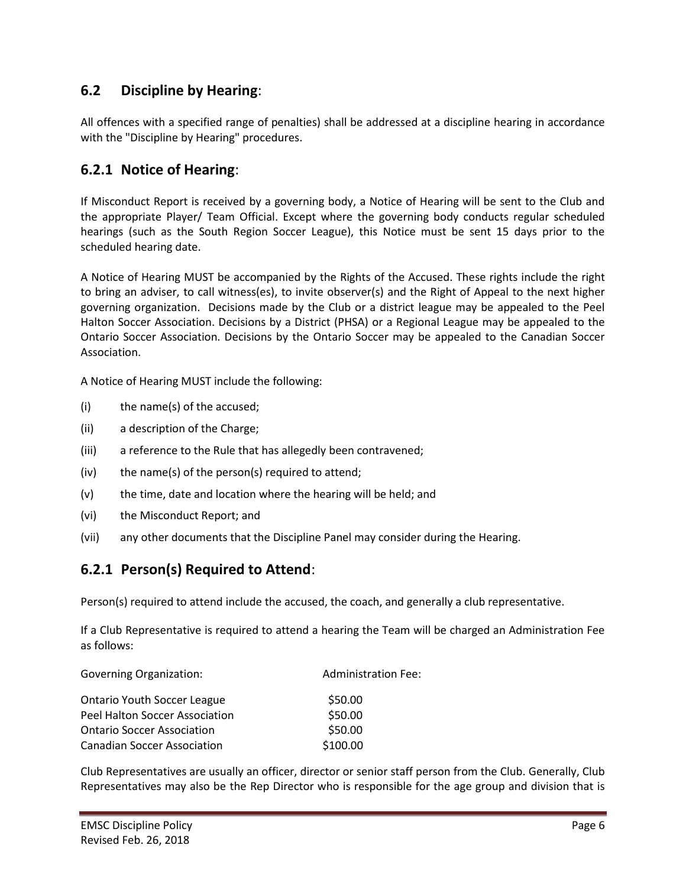## 6.2 Discipline by Hearing:

All offences with a specified range of penalties) shall be addressed at a discipline hearing in accordance with the "Discipline by Hearing" procedures.

### 6.2.1 Notice of Hearing:

If Misconduct Report is received by a governing body, a Notice of Hearing will be sent to the Club and the appropriate Player/ Team Official. Except where the governing body conducts regular scheduled hearings (such as the South Region Soccer League), this Notice must be sent 15 days prior to the scheduled hearing date.

A Notice of Hearing MUST be accompanied by the Rights of the Accused. These rights include the right to bring an adviser, to call witness(es), to invite observer(s) and the Right of Appeal to the next higher governing organization. Decisions made by the Club or a district league may be appealed to the Peel Halton Soccer Association. Decisions by a District (PHSA) or a Regional League may be appealed to the Ontario Soccer Association. Decisions by the Ontario Soccer may be appealed to the Canadian Soccer Association.

A Notice of Hearing MUST include the following:

- (i) the name(s) of the accused;
- (ii) a description of the Charge;
- (iii) a reference to the Rule that has allegedly been contravened;
- (iv) the name(s) of the person(s) required to attend;
- (v) the time, date and location where the hearing will be held; and
- (vi) the Misconduct Report; and
- (vii) any other documents that the Discipline Panel may consider during the Hearing.

### 6.2.1 Person(s) Required to Attend:

Person(s) required to attend include the accused, the coach, and generally a club representative.

If a Club Representative is required to attend a hearing the Team will be charged an Administration Fee as follows:

| Governing Organization: | Administration Fee: |
|---|---|
| Ontario Youth Soccer League | $50.00 |
| Peel Halton Soccer Association | $50.00 |
| Ontario Soccer Association | $50.00 |
| Canadian Soccer Association | $100.00 |

Club Representatives are usually an officer, director or senior staff person from the Club. Generally, Club Representatives may also be the Rep Director who is responsible for the age group and division that is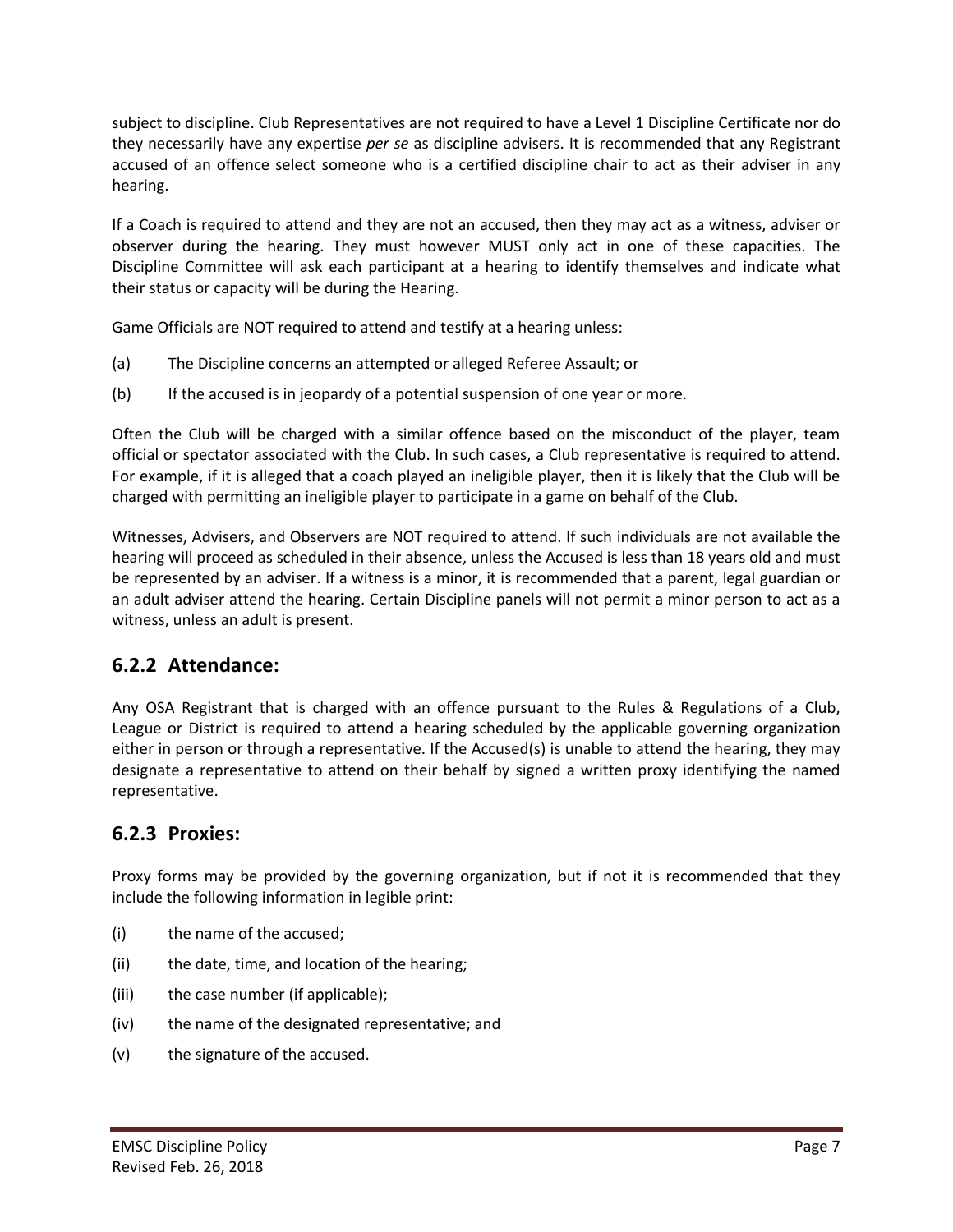subject to discipline. Club Representatives are not required to have a Level 1 Discipline Certificate nor do they necessarily have any expertise *per se* as discipline advisers. It is recommended that any Registrant accused of an offence select someone who is a certified discipline chair to act as their adviser in any hearing.

If a Coach is required to attend and they are not an accused, then they may act as a witness, adviser or observer during the hearing. They must however MUST only act in one of these capacities. The Discipline Committee will ask each participant at a hearing to identify themselves and indicate what their status or capacity will be during the Hearing.

Game Officials are NOT required to attend and testify at a hearing unless:

(a) The Discipline concerns an attempted or alleged Referee Assault; or

(b) If the accused is in jeopardy of a potential suspension of one year or more.

Often the Club will be charged with a similar offence based on the misconduct of the player, team official or spectator associated with the Club. In such cases, a Club representative is required to attend. For example, if it is alleged that a coach played an ineligible player, then it is likely that the Club will be charged with permitting an ineligible player to participate in a game on behalf of the Club.

Witnesses, Advisers, and Observers are NOT required to attend. If such individuals are not available the hearing will proceed as scheduled in their absence, unless the Accused is less than 18 years old and must be represented by an adviser. If a witness is a minor, it is recommended that a parent, legal guardian or an adult adviser attend the hearing. Certain Discipline panels will not permit a minor person to act as a witness, unless an adult is present.

### 6.2.2 Attendance:

Any OSA Registrant that is charged with an offence pursuant to the Rules & Regulations of a Club, League or District is required to attend a hearing scheduled by the applicable governing organization either in person or through a representative. If the Accused(s) is unable to attend the hearing, they may designate a representative to attend on their behalf by signed a written proxy identifying the named representative.

### 6.2.3 Proxies:

Proxy forms may be provided by the governing organization, but if not it is recommended that they include the following information in legible print:

(i) the name of the accused;

(ii) the date, time, and location of the hearing;

(iii) the case number (if applicable);

(iv) the name of the designated representative; and

(v) the signature of the accused.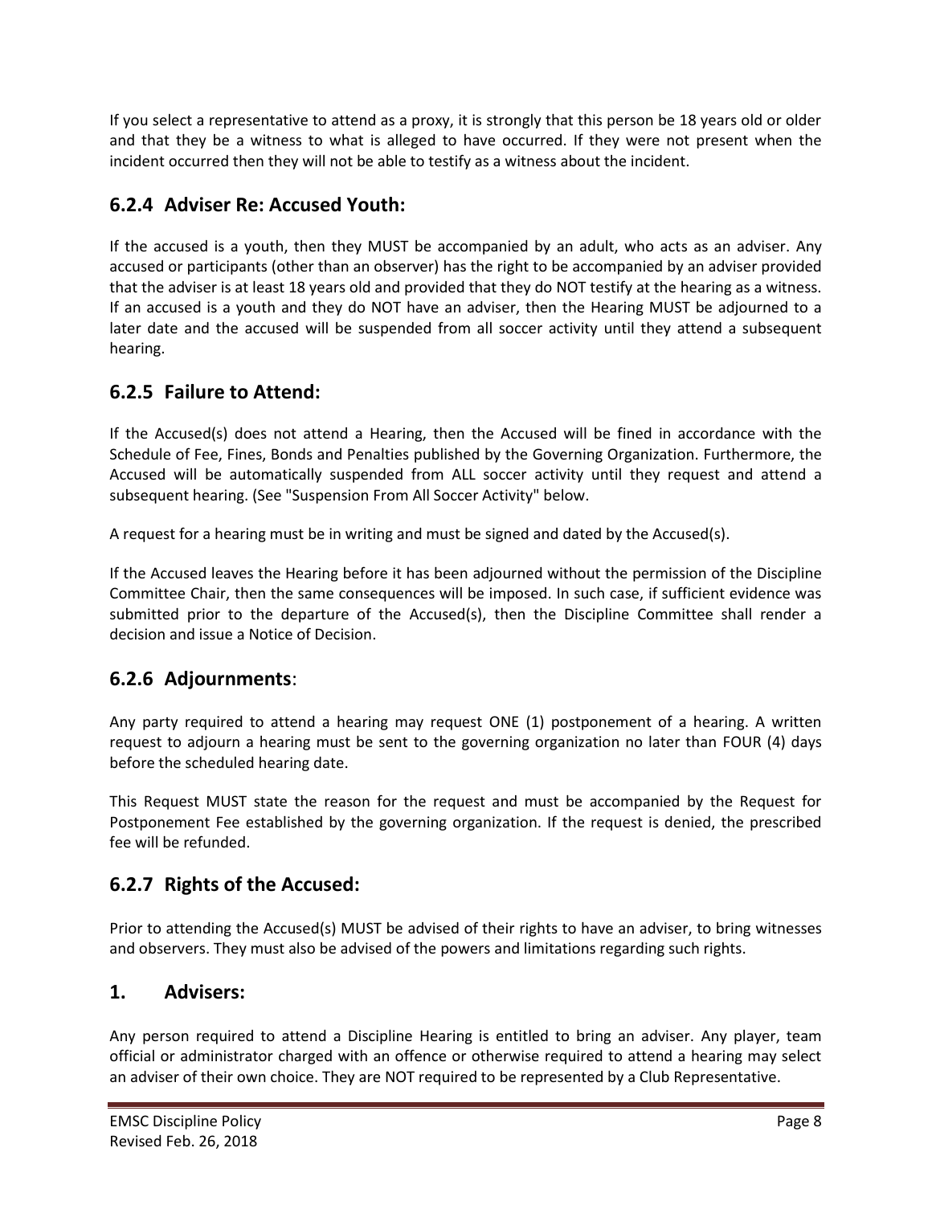If you select a representative to attend as a proxy, it is strongly that this person be 18 years old or older and that they be a witness to what is alleged to have occurred. If they were not present when the incident occurred then they will not be able to testify as a witness about the incident.

### 6.2.4 Adviser Re: Accused Youth:

If the accused is a youth, then they MUST be accompanied by an adult, who acts as an adviser. Any accused or participants (other than an observer) has the right to be accompanied by an adviser provided that the adviser is at least 18 years old and provided that they do NOT testify at the hearing as a witness. If an accused is a youth and they do NOT have an adviser, then the Hearing MUST be adjourned to a later date and the accused will be suspended from all soccer activity until they attend a subsequent hearing.

### 6.2.5 Failure to Attend:

If the Accused(s) does not attend a Hearing, then the Accused will be fined in accordance with the Schedule of Fee, Fines, Bonds and Penalties published by the Governing Organization. Furthermore, the Accused will be automatically suspended from ALL soccer activity until they request and attend a subsequent hearing. (See "Suspension From All Soccer Activity" below.

A request for a hearing must be in writing and must be signed and dated by the Accused(s).

If the Accused leaves the Hearing before it has been adjourned without the permission of the Discipline Committee Chair, then the same consequences will be imposed. In such case, if sufficient evidence was submitted prior to the departure of the Accused(s), then the Discipline Committee shall render a decision and issue a Notice of Decision.

### 6.2.6 Adjournments:

Any party required to attend a hearing may request ONE (1) postponement of a hearing. A written request to adjourn a hearing must be sent to the governing organization no later than FOUR (4) days before the scheduled hearing date.

This Request MUST state the reason for the request and must be accompanied by the Request for Postponement Fee established by the governing organization. If the request is denied, the prescribed fee will be refunded.

### 6.2.7 Rights of the Accused:

Prior to attending the Accused(s) MUST be advised of their rights to have an adviser, to bring witnesses and observers. They must also be advised of the powers and limitations regarding such rights.

### 1. Advisers:

Any person required to attend a Discipline Hearing is entitled to bring an adviser. Any player, team official or administrator charged with an offence or otherwise required to attend a hearing may select an adviser of their own choice. They are NOT required to be represented by a Club Representative.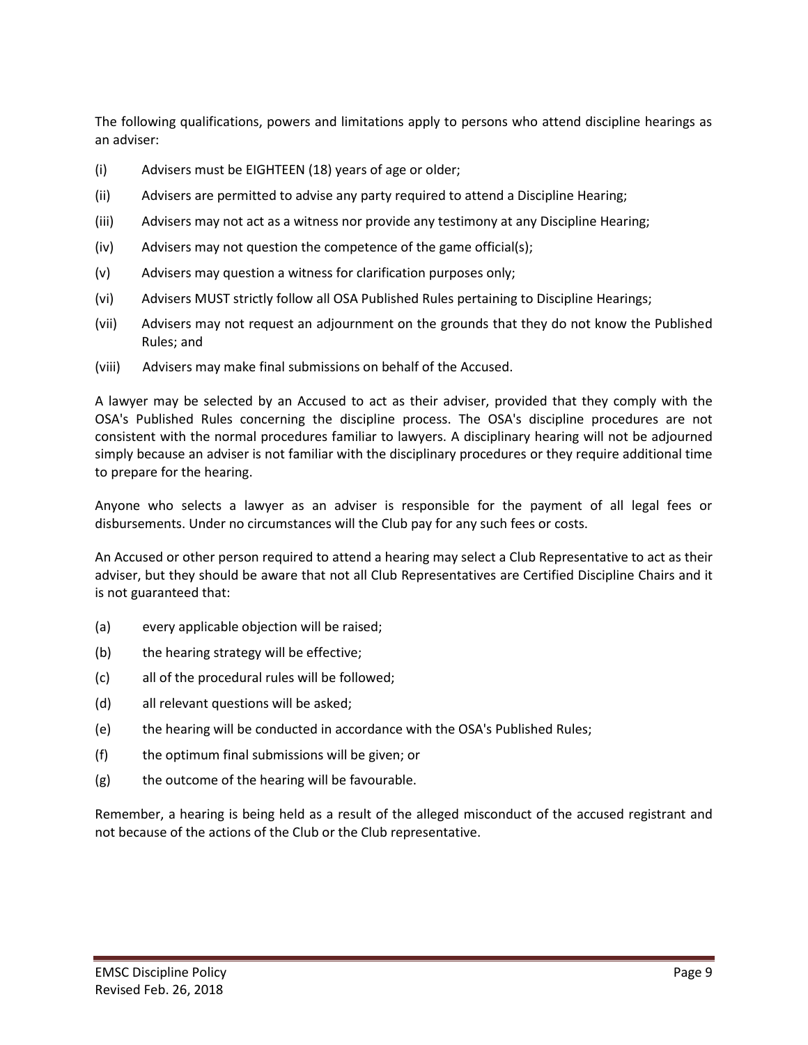The following qualifications, powers and limitations apply to persons who attend discipline hearings as an adviser:

(i) Advisers must be EIGHTEEN (18) years of age or older;

(ii) Advisers are permitted to advise any party required to attend a Discipline Hearing;

(iii) Advisers may not act as a witness nor provide any testimony at any Discipline Hearing;

(iv) Advisers may not question the competence of the game official(s);

(v) Advisers may question a witness for clarification purposes only;

(vi) Advisers MUST strictly follow all OSA Published Rules pertaining to Discipline Hearings;

(vii) Advisers may not request an adjournment on the grounds that they do not know the Published Rules; and

(viii) Advisers may make final submissions on behalf of the Accused.

A lawyer may be selected by an Accused to act as their adviser, provided that they comply with the OSA's Published Rules concerning the discipline process. The OSA's discipline procedures are not consistent with the normal procedures familiar to lawyers. A disciplinary hearing will not be adjourned simply because an adviser is not familiar with the disciplinary procedures or they require additional time to prepare for the hearing.

Anyone who selects a lawyer as an adviser is responsible for the payment of all legal fees or disbursements. Under no circumstances will the Club pay for any such fees or costs.

An Accused or other person required to attend a hearing may select a Club Representative to act as their adviser, but they should be aware that not all Club Representatives are Certified Discipline Chairs and it is not guaranteed that:

(a) every applicable objection will be raised;

(b) the hearing strategy will be effective;

(c) all of the procedural rules will be followed;

(d) all relevant questions will be asked;

(e) the hearing will be conducted in accordance with the OSA's Published Rules;

(f) the optimum final submissions will be given; or

(g) the outcome of the hearing will be favourable.

Remember, a hearing is being held as a result of the alleged misconduct of the accused registrant and not because of the actions of the Club or the Club representative.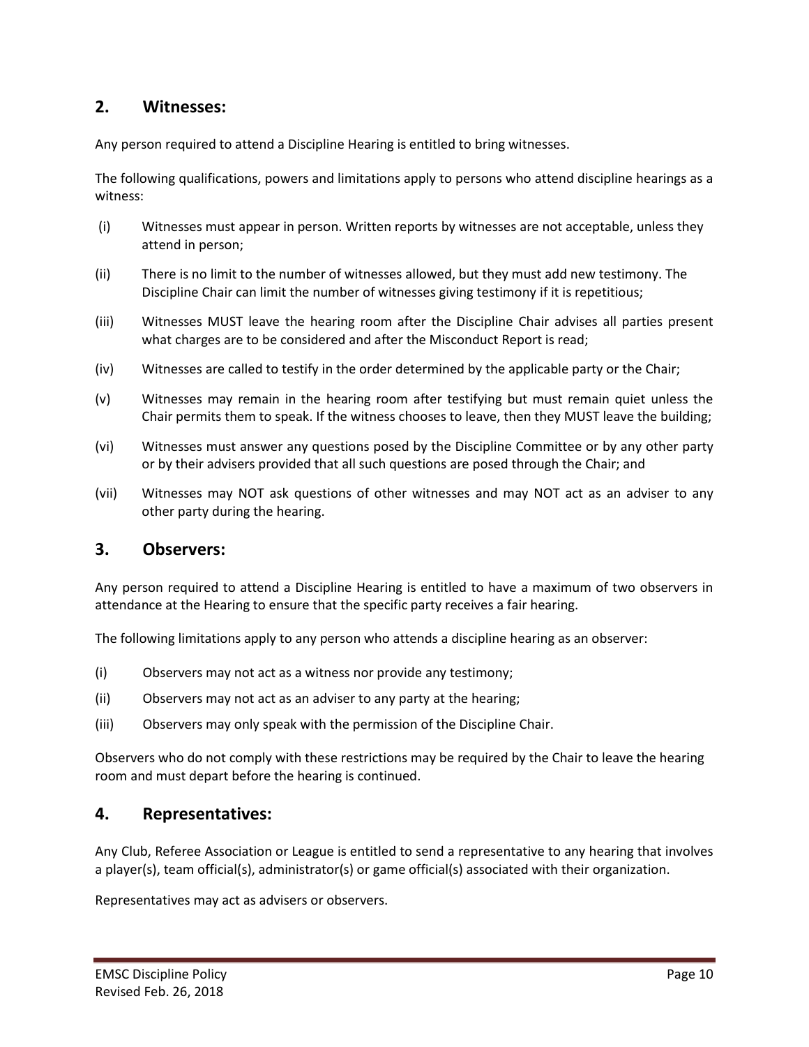## 2. Witnesses:

Any person required to attend a Discipline Hearing is entitled to bring witnesses.

The following qualifications, powers and limitations apply to persons who attend discipline hearings as a witness:

(i) Witnesses must appear in person. Written reports by witnesses are not acceptable, unless they attend in person;

(ii) There is no limit to the number of witnesses allowed, but they must add new testimony. The Discipline Chair can limit the number of witnesses giving testimony if it is repetitious;

(iii) Witnesses MUST leave the hearing room after the Discipline Chair advises all parties present what charges are to be considered and after the Misconduct Report is read;

(iv) Witnesses are called to testify in the order determined by the applicable party or the Chair;

(v) Witnesses may remain in the hearing room after testifying but must remain quiet unless the Chair permits them to speak. If the witness chooses to leave, then they MUST leave the building;

(vi) Witnesses must answer any questions posed by the Discipline Committee or by any other party or by their advisers provided that all such questions are posed through the Chair; and

(vii) Witnesses may NOT ask questions of other witnesses and may NOT act as an adviser to any other party during the hearing.

## 3. Observers:

Any person required to attend a Discipline Hearing is entitled to have a maximum of two observers in attendance at the Hearing to ensure that the specific party receives a fair hearing.

The following limitations apply to any person who attends a discipline hearing as an observer:

(i) Observers may not act as a witness nor provide any testimony;

(ii) Observers may not act as an adviser to any party at the hearing;

(iii) Observers may only speak with the permission of the Discipline Chair.

Observers who do not comply with these restrictions may be required by the Chair to leave the hearing room and must depart before the hearing is continued.

## 4. Representatives:

Any Club, Referee Association or League is entitled to send a representative to any hearing that involves a player(s), team official(s), administrator(s) or game official(s) associated with their organization.

Representatives may act as advisers or observers.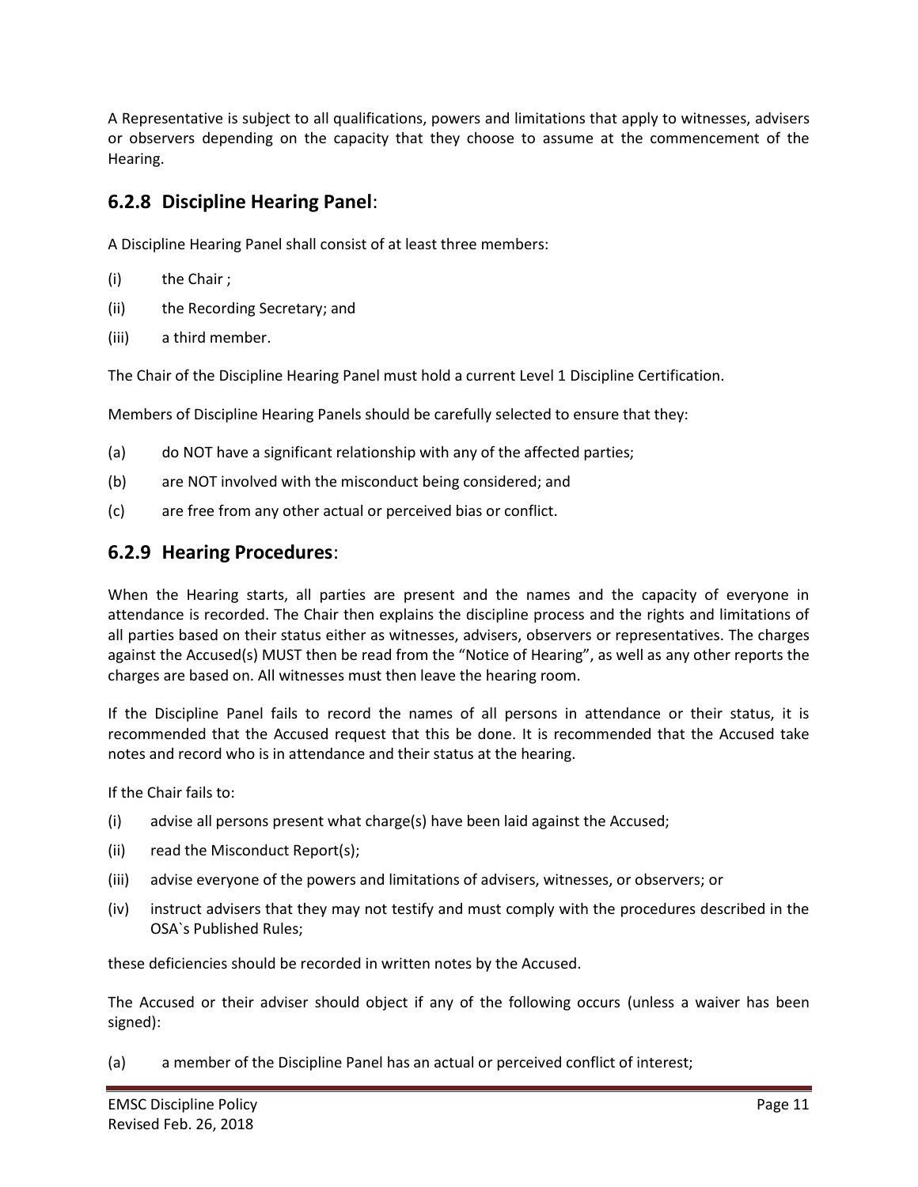A Representative is subject to all qualifications, powers and limitations that apply to witnesses, advisers or observers depending on the capacity that they choose to assume at the commencement of the Hearing.

## 6.2.8 Discipline Hearing Panel:

A Discipline Hearing Panel shall consist of at least three members:

(i) the Chair ;

(ii) the Recording Secretary; and

(iii) a third member.

The Chair of the Discipline Hearing Panel must hold a current Level 1 Discipline Certification.

Members of Discipline Hearing Panels should be carefully selected to ensure that they:

(a) do NOT have a significant relationship with any of the affected parties;

(b) are NOT involved with the misconduct being considered; and

(c) are free from any other actual or perceived bias or conflict.

## 6.2.9 Hearing Procedures:

When the Hearing starts, all parties are present and the names and the capacity of everyone in attendance is recorded. The Chair then explains the discipline process and the rights and limitations of all parties based on their status either as witnesses, advisers, observers or representatives. The charges against the Accused(s) MUST then be read from the "Notice of Hearing", as well as any other reports the charges are based on. All witnesses must then leave the hearing room.

If the Discipline Panel fails to record the names of all persons in attendance or their status, it is recommended that the Accused request that this be done. It is recommended that the Accused take notes and record who is in attendance and their status at the hearing.

If the Chair fails to:

(i) advise all persons present what charge(s) have been laid against the Accused;

(ii) read the Misconduct Report(s);

(iii) advise everyone of the powers and limitations of advisers, witnesses, or observers; or

(iv) instruct advisers that they may not testify and must comply with the procedures described in the OSA`s Published Rules;

these deficiencies should be recorded in written notes by the Accused.

The Accused or their adviser should object if any of the following occurs (unless a waiver has been signed):

(a) a member of the Discipline Panel has an actual or perceived conflict of interest;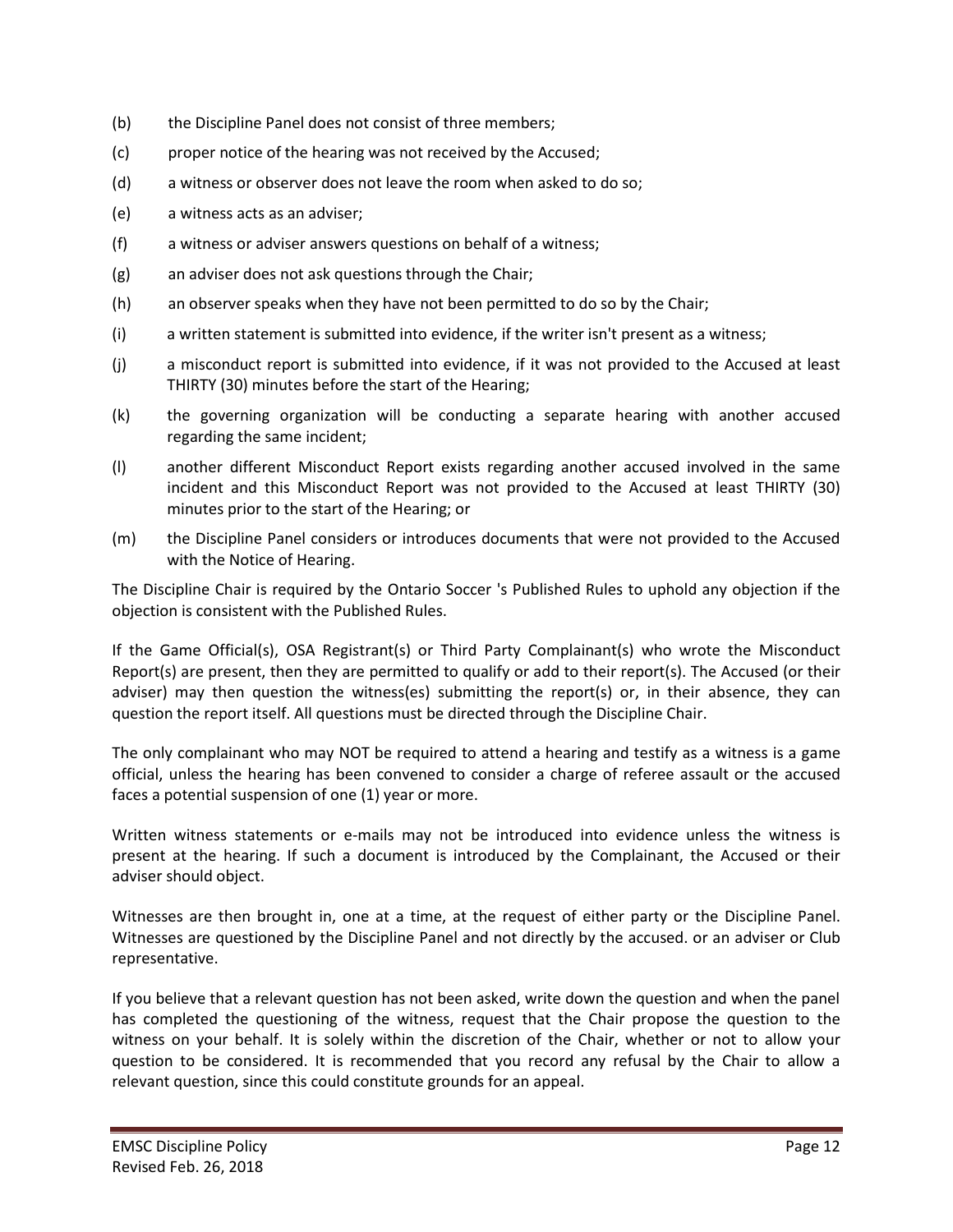(b) the Discipline Panel does not consist of three members;

(c) proper notice of the hearing was not received by the Accused;

(d) a witness or observer does not leave the room when asked to do so;

(e) a witness acts as an adviser;

(f) a witness or adviser answers questions on behalf of a witness;

(g) an adviser does not ask questions through the Chair;

(h) an observer speaks when they have not been permitted to do so by the Chair;

(i) a written statement is submitted into evidence, if the writer isn't present as a witness;

(j) a misconduct report is submitted into evidence, if it was not provided to the Accused at least THIRTY (30) minutes before the start of the Hearing;

(k) the governing organization will be conducting a separate hearing with another accused regarding the same incident;

(l) another different Misconduct Report exists regarding another accused involved in the same incident and this Misconduct Report was not provided to the Accused at least THIRTY (30) minutes prior to the start of the Hearing; or

(m) the Discipline Panel considers or introduces documents that were not provided to the Accused with the Notice of Hearing.

The Discipline Chair is required by the Ontario Soccer 's Published Rules to uphold any objection if the objection is consistent with the Published Rules.

If the Game Official(s), OSA Registrant(s) or Third Party Complainant(s) who wrote the Misconduct Report(s) are present, then they are permitted to qualify or add to their report(s). The Accused (or their adviser) may then question the witness(es) submitting the report(s) or, in their absence, they can question the report itself. All questions must be directed through the Discipline Chair.

The only complainant who may NOT be required to attend a hearing and testify as a witness is a game official, unless the hearing has been convened to consider a charge of referee assault or the accused faces a potential suspension of one (1) year or more.

Written witness statements or e-mails may not be introduced into evidence unless the witness is present at the hearing. If such a document is introduced by the Complainant, the Accused or their adviser should object.

Witnesses are then brought in, one at a time, at the request of either party or the Discipline Panel. Witnesses are questioned by the Discipline Panel and not directly by the accused. or an adviser or Club representative.

If you believe that a relevant question has not been asked, write down the question and when the panel has completed the questioning of the witness, request that the Chair propose the question to the witness on your behalf. It is solely within the discretion of the Chair, whether or not to allow your question to be considered. It is recommended that you record any refusal by the Chair to allow a relevant question, since this could constitute grounds for an appeal.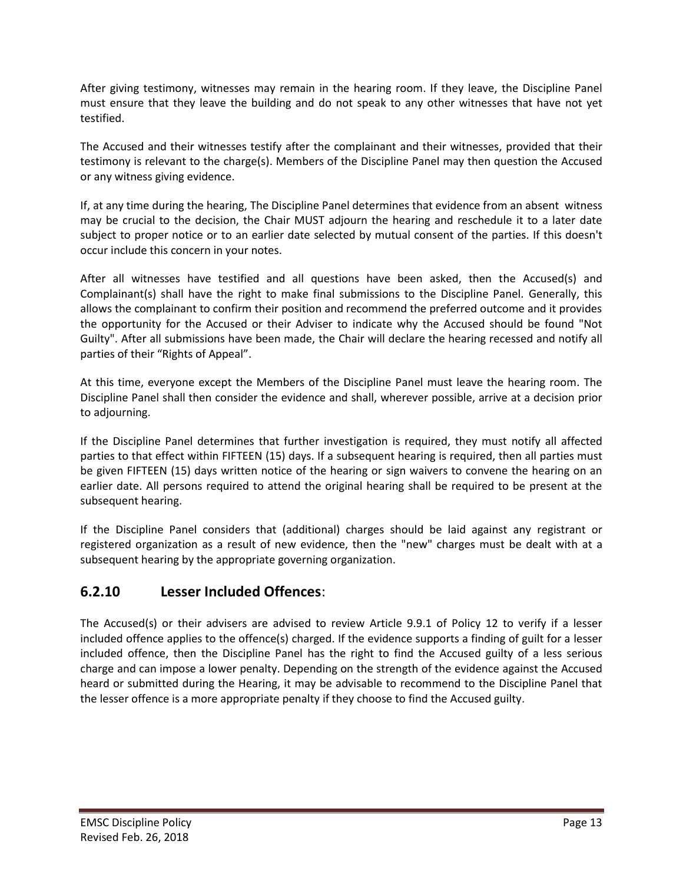After giving testimony, witnesses may remain in the hearing room. If they leave, the Discipline Panel must ensure that they leave the building and do not speak to any other witnesses that have not yet testified.

The Accused and their witnesses testify after the complainant and their witnesses, provided that their testimony is relevant to the charge(s). Members of the Discipline Panel may then question the Accused or any witness giving evidence.

If, at any time during the hearing, The Discipline Panel determines that evidence from an absent witness may be crucial to the decision, the Chair MUST adjourn the hearing and reschedule it to a later date subject to proper notice or to an earlier date selected by mutual consent of the parties. If this doesn't occur include this concern in your notes.

After all witnesses have testified and all questions have been asked, then the Accused(s) and Complainant(s) shall have the right to make final submissions to the Discipline Panel. Generally, this allows the complainant to confirm their position and recommend the preferred outcome and it provides the opportunity for the Accused or their Adviser to indicate why the Accused should be found "Not Guilty". After all submissions have been made, the Chair will declare the hearing recessed and notify all parties of their "Rights of Appeal".

At this time, everyone except the Members of the Discipline Panel must leave the hearing room. The Discipline Panel shall then consider the evidence and shall, wherever possible, arrive at a decision prior to adjourning.

If the Discipline Panel determines that further investigation is required, they must notify all affected parties to that effect within FIFTEEN (15) days. If a subsequent hearing is required, then all parties must be given FIFTEEN (15) days written notice of the hearing or sign waivers to convene the hearing on an earlier date. All persons required to attend the original hearing shall be required to be present at the subsequent hearing.

If the Discipline Panel considers that (additional) charges should be laid against any registrant or registered organization as a result of new evidence, then the "new" charges must be dealt with at a subsequent hearing by the appropriate governing organization.

## 6.2.10 Lesser Included Offences:

The Accused(s) or their advisers are advised to review Article 9.9.1 of Policy 12 to verify if a lesser included offence applies to the offence(s) charged. If the evidence supports a finding of guilt for a lesser included offence, then the Discipline Panel has the right to find the Accused guilty of a less serious charge and can impose a lower penalty. Depending on the strength of the evidence against the Accused heard or submitted during the Hearing, it may be advisable to recommend to the Discipline Panel that the lesser offence is a more appropriate penalty if they choose to find the Accused guilty.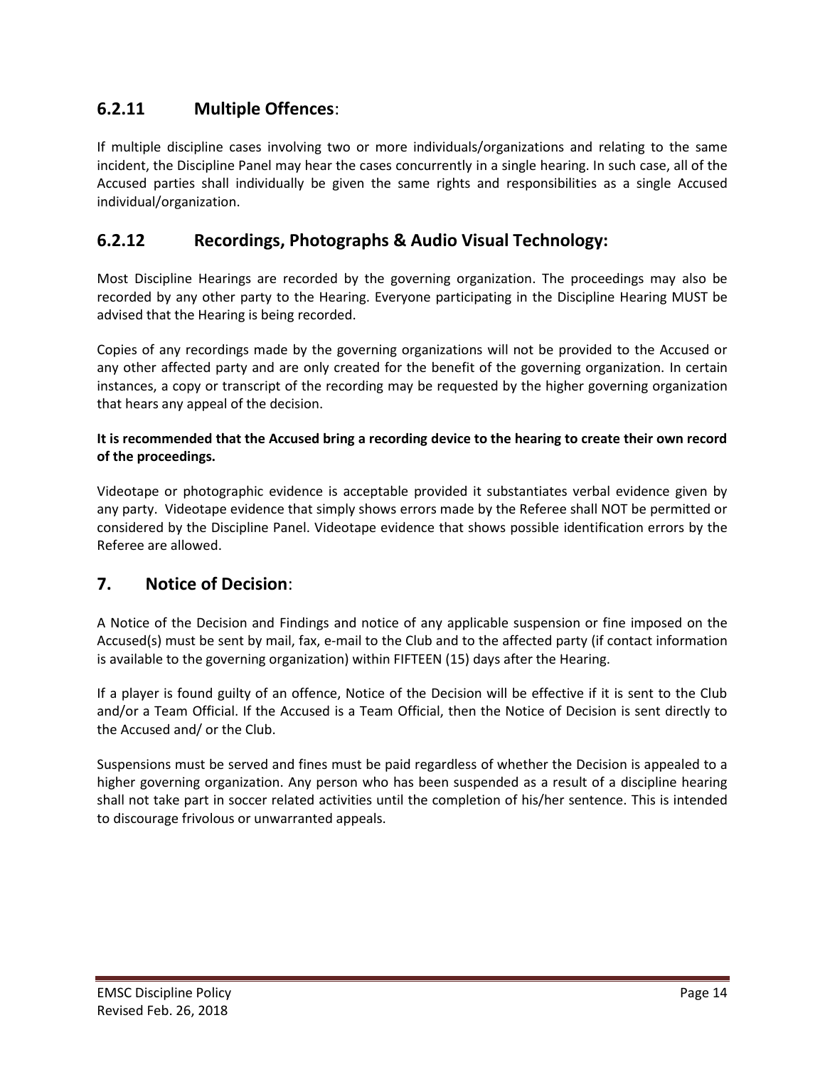### 6.2.11 Multiple Offences:

If multiple discipline cases involving two or more individuals/organizations and relating to the same incident, the Discipline Panel may hear the cases concurrently in a single hearing. In such case, all of the Accused parties shall individually be given the same rights and responsibilities as a single Accused individual/organization.

### 6.2.12 Recordings, Photographs & Audio Visual Technology:

Most Discipline Hearings are recorded by the governing organization. The proceedings may also be recorded by any other party to the Hearing. Everyone participating in the Discipline Hearing MUST be advised that the Hearing is being recorded.

Copies of any recordings made by the governing organizations will not be provided to the Accused or any other affected party and are only created for the benefit of the governing organization. In certain instances, a copy or transcript of the recording may be requested by the higher governing organization that hears any appeal of the decision.

**It is recommended that the Accused bring a recording device to the hearing to create their own record of the proceedings.**

Videotape or photographic evidence is acceptable provided it substantiates verbal evidence given by any party. Videotape evidence that simply shows errors made by the Referee shall NOT be permitted or considered by the Discipline Panel. Videotape evidence that shows possible identification errors by the Referee are allowed.

## 7. Notice of Decision:

A Notice of the Decision and Findings and notice of any applicable suspension or fine imposed on the Accused(s) must be sent by mail, fax, e-mail to the Club and to the affected party (if contact information is available to the governing organization) within FIFTEEN (15) days after the Hearing.

If a player is found guilty of an offence, Notice of the Decision will be effective if it is sent to the Club and/or a Team Official. If the Accused is a Team Official, then the Notice of Decision is sent directly to the Accused and/ or the Club.

Suspensions must be served and fines must be paid regardless of whether the Decision is appealed to a higher governing organization. Any person who has been suspended as a result of a discipline hearing shall not take part in soccer related activities until the completion of his/her sentence. This is intended to discourage frivolous or unwarranted appeals.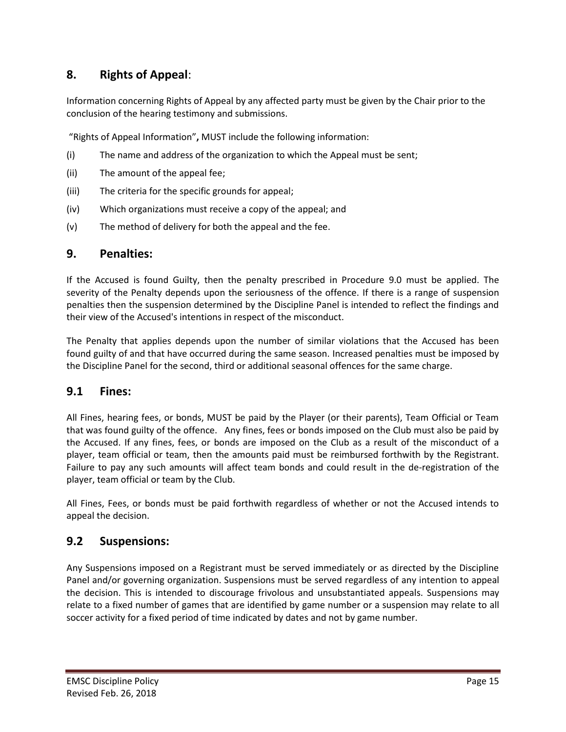## 8. Rights of Appeal:

Information concerning Rights of Appeal by any affected party must be given by the Chair prior to the conclusion of the hearing testimony and submissions.

"Rights of Appeal Information"**,** MUST include the following information:

(i) The name and address of the organization to which the Appeal must be sent;

(ii) The amount of the appeal fee;

(iii) The criteria for the specific grounds for appeal;

(iv) Which organizations must receive a copy of the appeal; and

(v) The method of delivery for both the appeal and the fee.

## 9. Penalties:

If the Accused is found Guilty, then the penalty prescribed in Procedure 9.0 must be applied. The severity of the Penalty depends upon the seriousness of the offence. If there is a range of suspension penalties then the suspension determined by the Discipline Panel is intended to reflect the findings and their view of the Accused's intentions in respect of the misconduct.

The Penalty that applies depends upon the number of similar violations that the Accused has been found guilty of and that have occurred during the same season. Increased penalties must be imposed by the Discipline Panel for the second, third or additional seasonal offences for the same charge.

## 9.1 Fines:

All Fines, hearing fees, or bonds, MUST be paid by the Player (or their parents), Team Official or Team that was found guilty of the offence. Any fines, fees or bonds imposed on the Club must also be paid by the Accused. If any fines, fees, or bonds are imposed on the Club as a result of the misconduct of a player, team official or team, then the amounts paid must be reimbursed forthwith by the Registrant. Failure to pay any such amounts will affect team bonds and could result in the de-registration of the player, team official or team by the Club.

All Fines, Fees, or bonds must be paid forthwith regardless of whether or not the Accused intends to appeal the decision.

## 9.2 Suspensions:

Any Suspensions imposed on a Registrant must be served immediately or as directed by the Discipline Panel and/or governing organization. Suspensions must be served regardless of any intention to appeal the decision. This is intended to discourage frivolous and unsubstantiated appeals. Suspensions may relate to a fixed number of games that are identified by game number or a suspension may relate to all soccer activity for a fixed period of time indicated by dates and not by game number.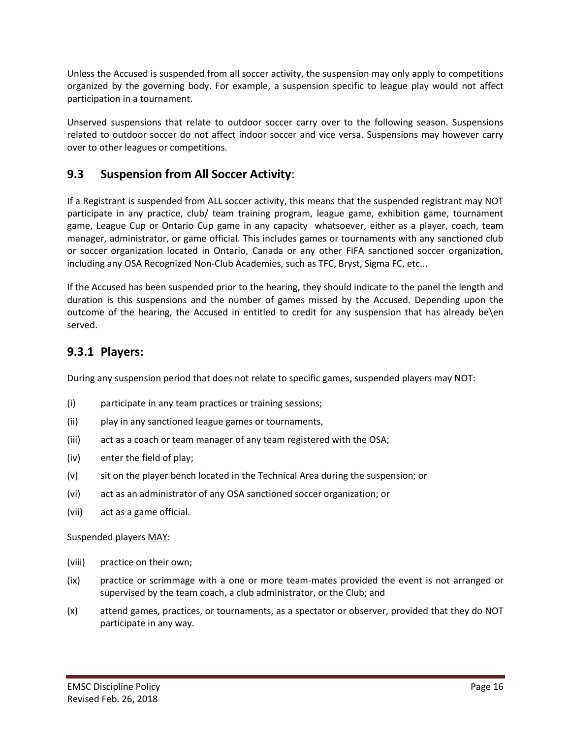Unless the Accused is suspended from all soccer activity, the suspension may only apply to competitions organized by the governing body. For example, a suspension specific to league play would not affect participation in a tournament.

Unserved suspensions that relate to outdoor soccer carry over to the following season. Suspensions related to outdoor soccer do not affect indoor soccer and vice versa. Suspensions may however carry over to other leagues or competitions.

## 9.3 Suspension from All Soccer Activity:

If a Registrant is suspended from ALL soccer activity, this means that the suspended registrant may NOT participate in any practice, club/ team training program, league game, exhibition game, tournament game, League Cup or Ontario Cup game in any capacity whatsoever, either as a player, coach, team manager, administrator, or game official. This includes games or tournaments with any sanctioned club or soccer organization located in Ontario, Canada or any other FIFA sanctioned soccer organization, including any OSA Recognized Non-Club Academies, such as TFC, Bryst, Sigma FC, etc...

If the Accused has been suspended prior to the hearing, they should indicate to the panel the length and duration is this suspensions and the number of games missed by the Accused. Depending upon the outcome of the hearing, the Accused in entitled to credit for any suspension that has already be\en served.

### 9.3.1 Players:

During any suspension period that does not relate to specific games, suspended players <u>may NOT</u>:

(i) participate in any team practices or training sessions;

(ii) play in any sanctioned league games or tournaments,

(iii) act as a coach or team manager of any team registered with the OSA;

(iv) enter the field of play;

(v) sit on the player bench located in the Technical Area during the suspension; or

(vi) act as an administrator of any OSA sanctioned soccer organization; or

(vii) act as a game official.

Suspended players <u>MAY</u>:

(viii) practice on their own;

(ix) practice or scrimmage with a one or more team-mates provided the event is not arranged or supervised by the team coach, a club administrator, or the Club; and

(x) attend games, practices, or tournaments, as a spectator or observer, provided that they do NOT participate in any way.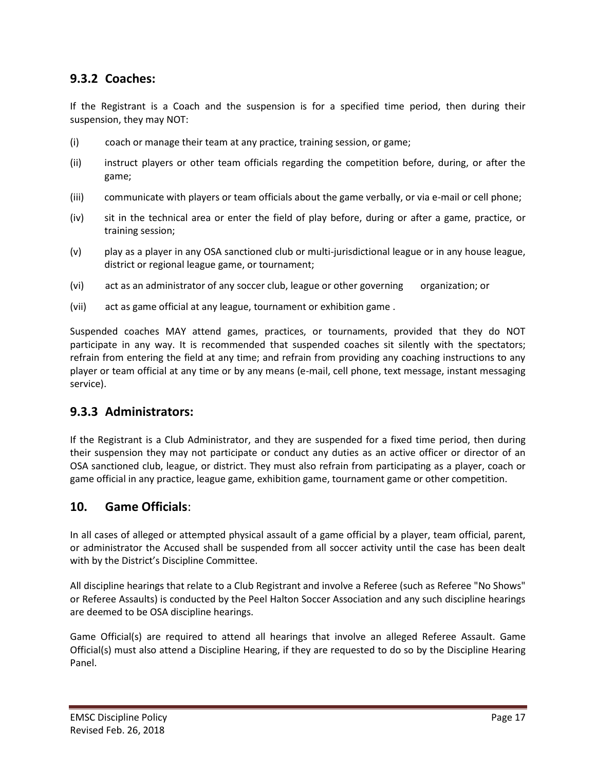### 9.3.2 Coaches:

If the Registrant is a Coach and the suspension is for a specified time period, then during their suspension, they may NOT:

(i) coach or manage their team at any practice, training session, or game;

(ii) instruct players or other team officials regarding the competition before, during, or after the game;

(iii) communicate with players or team officials about the game verbally, or via e-mail or cell phone;

(iv) sit in the technical area or enter the field of play before, during or after a game, practice, or training session;

(v) play as a player in any OSA sanctioned club or multi-jurisdictional league or in any house league, district or regional league game, or tournament;

(vi) act as an administrator of any soccer club, league or other governing organization; or

(vii) act as game official at any league, tournament or exhibition game .

Suspended coaches MAY attend games, practices, or tournaments, provided that they do NOT participate in any way. It is recommended that suspended coaches sit silently with the spectators; refrain from entering the field at any time; and refrain from providing any coaching instructions to any player or team official at any time or by any means (e-mail, cell phone, text message, instant messaging service).

### 9.3.3 Administrators:

If the Registrant is a Club Administrator, and they are suspended for a fixed time period, then during their suspension they may not participate or conduct any duties as an active officer or director of an OSA sanctioned club, league, or district. They must also refrain from participating as a player, coach or game official in any practice, league game, exhibition game, tournament game or other competition.

## 10. Game Officials:

In all cases of alleged or attempted physical assault of a game official by a player, team official, parent, or administrator the Accused shall be suspended from all soccer activity until the case has been dealt with by the District's Discipline Committee.

All discipline hearings that relate to a Club Registrant and involve a Referee (such as Referee "No Shows" or Referee Assaults) is conducted by the Peel Halton Soccer Association and any such discipline hearings are deemed to be OSA discipline hearings.

Game Official(s) are required to attend all hearings that involve an alleged Referee Assault. Game Official(s) must also attend a Discipline Hearing, if they are requested to do so by the Discipline Hearing Panel.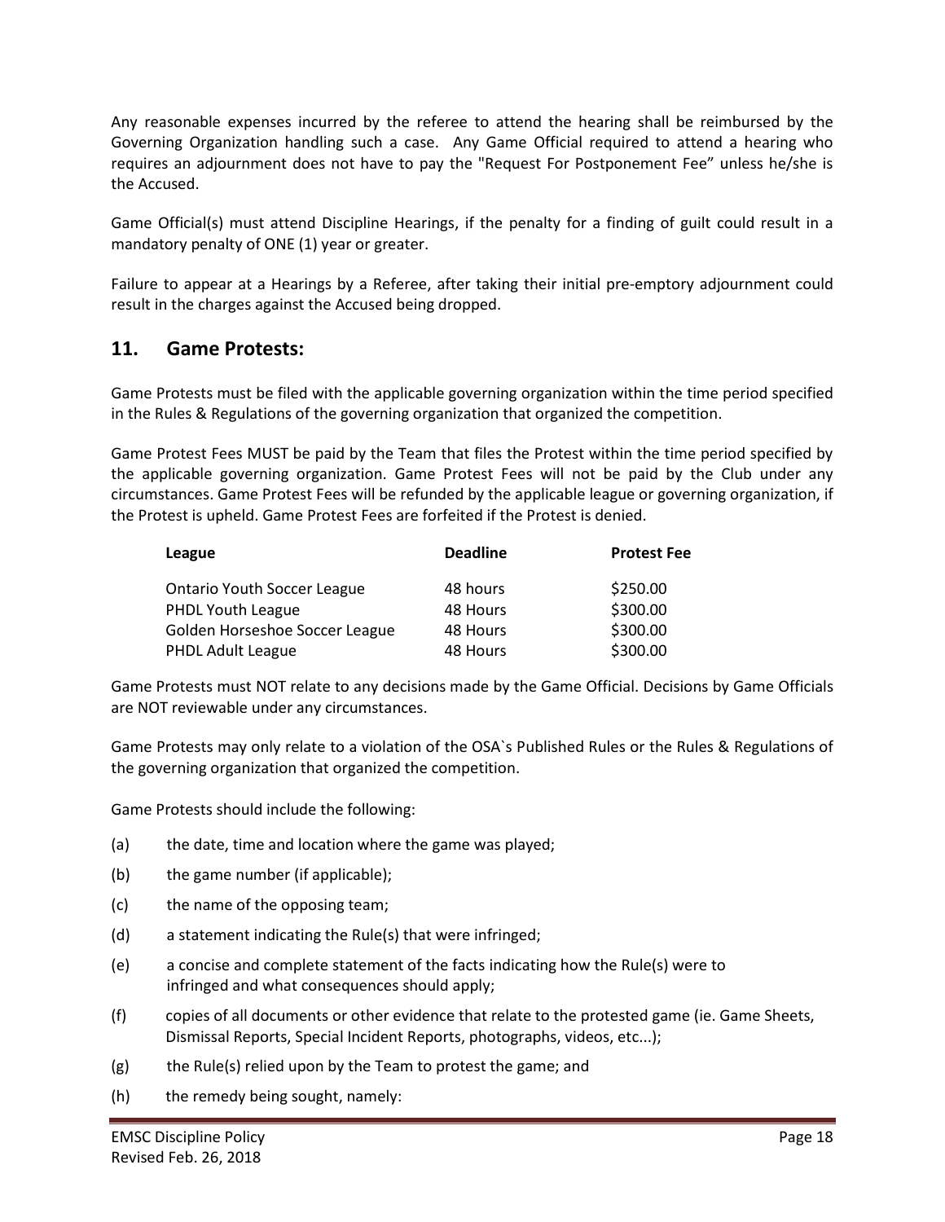Any reasonable expenses incurred by the referee to attend the hearing shall be reimbursed by the Governing Organization handling such a case. Any Game Official required to attend a hearing who requires an adjournment does not have to pay the "Request For Postponement Fee" unless he/she is the Accused.

Game Official(s) must attend Discipline Hearings, if the penalty for a finding of guilt could result in a mandatory penalty of ONE (1) year or greater.

Failure to appear at a Hearings by a Referee, after taking their initial pre-emptory adjournment could result in the charges against the Accused being dropped.

## 11. Game Protests:

Game Protests must be filed with the applicable governing organization within the time period specified in the Rules & Regulations of the governing organization that organized the competition.

Game Protest Fees MUST be paid by the Team that files the Protest within the time period specified by the applicable governing organization. Game Protest Fees will not be paid by the Club under any circumstances. Game Protest Fees will be refunded by the applicable league or governing organization, if the Protest is upheld. Game Protest Fees are forfeited if the Protest is denied.

| League | Deadline | Protest Fee |
|---|---|---|
| Ontario Youth Soccer League | 48 hours | $250.00 |
| PHDL Youth League | 48 Hours | $300.00 |
| Golden Horseshoe Soccer League | 48 Hours | $300.00 |
| PHDL Adult League | 48 Hours | $300.00 |

Game Protests must NOT relate to any decisions made by the Game Official. Decisions by Game Officials are NOT reviewable under any circumstances.

Game Protests may only relate to a violation of the OSA`s Published Rules or the Rules & Regulations of the governing organization that organized the competition.

Game Protests should include the following:

(a) the date, time and location where the game was played;

(b) the game number (if applicable);

(c) the name of the opposing team;

(d) a statement indicating the Rule(s) that were infringed;

(e) a concise and complete statement of the facts indicating how the Rule(s) were to infringed and what consequences should apply;

(f) copies of all documents or other evidence that relate to the protested game (ie. Game Sheets, Dismissal Reports, Special Incident Reports, photographs, videos, etc...);

(g) the Rule(s) relied upon by the Team to protest the game; and

(h) the remedy being sought, namely: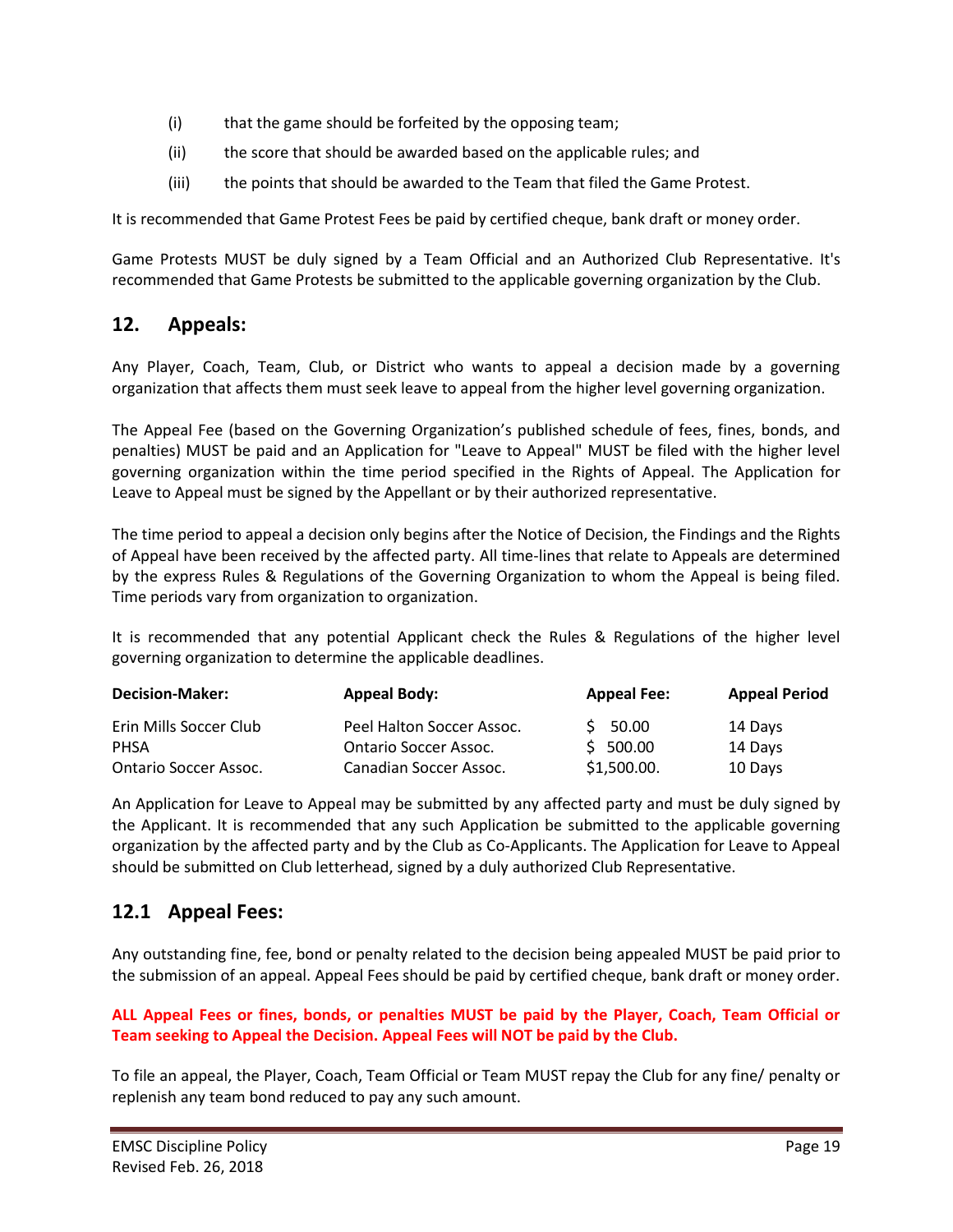(i) that the game should be forfeited by the opposing team;

(ii) the score that should be awarded based on the applicable rules; and

(iii) the points that should be awarded to the Team that filed the Game Protest.

It is recommended that Game Protest Fees be paid by certified cheque, bank draft or money order.

Game Protests MUST be duly signed by a Team Official and an Authorized Club Representative. It's recommended that Game Protests be submitted to the applicable governing organization by the Club.

## 12. Appeals:

Any Player, Coach, Team, Club, or District who wants to appeal a decision made by a governing organization that affects them must seek leave to appeal from the higher level governing organization.

The Appeal Fee (based on the Governing Organization's published schedule of fees, fines, bonds, and penalties) MUST be paid and an Application for "Leave to Appeal" MUST be filed with the higher level governing organization within the time period specified in the Rights of Appeal. The Application for Leave to Appeal must be signed by the Appellant or by their authorized representative.

The time period to appeal a decision only begins after the Notice of Decision, the Findings and the Rights of Appeal have been received by the affected party. All time-lines that relate to Appeals are determined by the express Rules & Regulations of the Governing Organization to whom the Appeal is being filed. Time periods vary from organization to organization.

It is recommended that any potential Applicant check the Rules & Regulations of the higher level governing organization to determine the applicable deadlines.

| Decision-Maker: | Appeal Body: | Appeal Fee: | Appeal Period |
|---|---|---|---|
| Erin Mills Soccer Club | Peel Halton Soccer Assoc. | $ 50.00 | 14 Days |
| PHSA | Ontario Soccer Assoc. | $ 500.00 | 14 Days |
| Ontario Soccer Assoc. | Canadian Soccer Assoc. | $1,500.00. | 10 Days |

An Application for Leave to Appeal may be submitted by any affected party and must be duly signed by the Applicant. It is recommended that any such Application be submitted to the applicable governing organization by the affected party and by the Club as Co-Applicants. The Application for Leave to Appeal should be submitted on Club letterhead, signed by a duly authorized Club Representative.

## 12.1 Appeal Fees:

Any outstanding fine, fee, bond or penalty related to the decision being appealed MUST be paid prior to the submission of an appeal. Appeal Fees should be paid by certified cheque, bank draft or money order.

**ALL Appeal Fees or fines, bonds, or penalties MUST be paid by the Player, Coach, Team Official or Team seeking to Appeal the Decision. Appeal Fees will NOT be paid by the Club.**

To file an appeal, the Player, Coach, Team Official or Team MUST repay the Club for any fine/ penalty or replenish any team bond reduced to pay any such amount.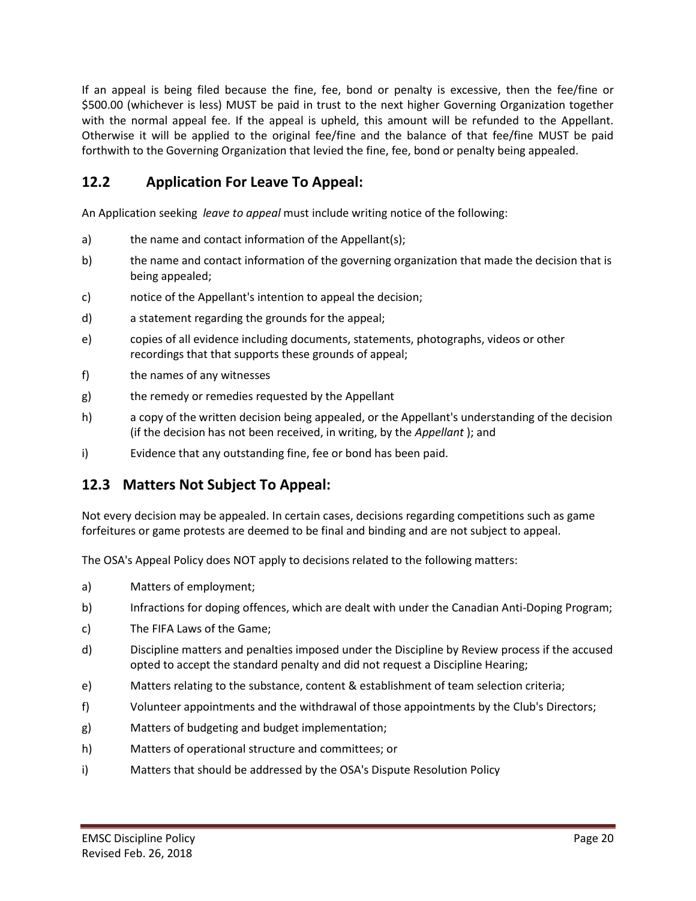If an appeal is being filed because the fine, fee, bond or penalty is excessive, then the fee/fine or $500.00 (whichever is less) MUST be paid in trust to the next higher Governing Organization together with the normal appeal fee. If the appeal is upheld, this amount will be refunded to the Appellant. Otherwise it will be applied to the original fee/fine and the balance of that fee/fine MUST be paid forthwith to the Governing Organization that levied the fine, fee, bond or penalty being appealed.

## 12.2 Application For Leave To Appeal:

An Application seeking *leave to appeal* must include writing notice of the following:

a) the name and contact information of the Appellant(s);

b) the name and contact information of the governing organization that made the decision that is being appealed;

c) notice of the Appellant's intention to appeal the decision;

d) a statement regarding the grounds for the appeal;

e) copies of all evidence including documents, statements, photographs, videos or other recordings that that supports these grounds of appeal;

f) the names of any witnesses

g) the remedy or remedies requested by the Appellant

h) a copy of the written decision being appealed, or the Appellant's understanding of the decision (if the decision has not been received, in writing, by the *Appellant* ); and

i) Evidence that any outstanding fine, fee or bond has been paid.

## 12.3 Matters Not Subject To Appeal:

Not every decision may be appealed. In certain cases, decisions regarding competitions such as game forfeitures or game protests are deemed to be final and binding and are not subject to appeal.

The OSA's Appeal Policy does NOT apply to decisions related to the following matters:

a) Matters of employment;

b) Infractions for doping offences, which are dealt with under the Canadian Anti-Doping Program;

c) The FIFA Laws of the Game;

d) Discipline matters and penalties imposed under the Discipline by Review process if the accused opted to accept the standard penalty and did not request a Discipline Hearing;

e) Matters relating to the substance, content & establishment of team selection criteria;

f) Volunteer appointments and the withdrawal of those appointments by the Club's Directors;

g) Matters of budgeting and budget implementation;

h) Matters of operational structure and committees; or

i) Matters that should be addressed by the OSA's Dispute Resolution Policy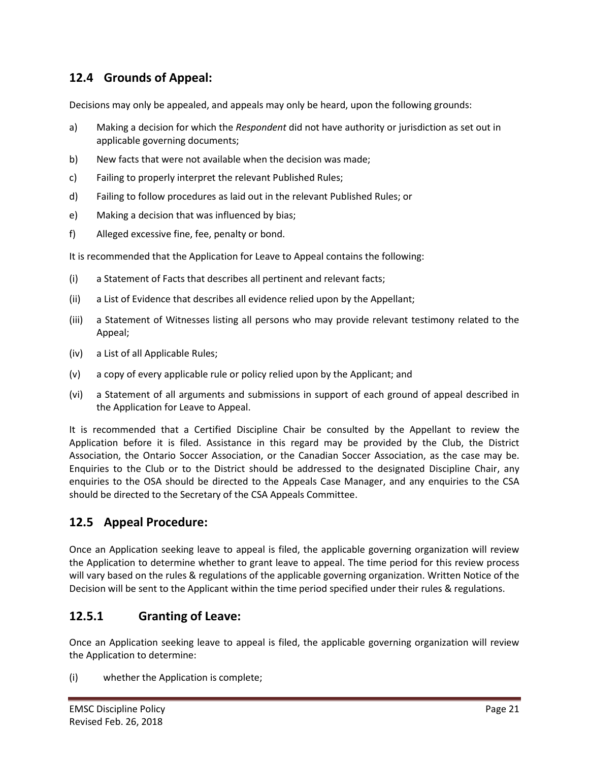## 12.4 Grounds of Appeal:

Decisions may only be appealed, and appeals may only be heard, upon the following grounds:

a) Making a decision for which the *Respondent* did not have authority or jurisdiction as set out in applicable governing documents;

b) New facts that were not available when the decision was made;

c) Failing to properly interpret the relevant Published Rules;

d) Failing to follow procedures as laid out in the relevant Published Rules; or

e) Making a decision that was influenced by bias;

f) Alleged excessive fine, fee, penalty or bond.

It is recommended that the Application for Leave to Appeal contains the following:

(i) a Statement of Facts that describes all pertinent and relevant facts;

(ii) a List of Evidence that describes all evidence relied upon by the Appellant;

(iii) a Statement of Witnesses listing all persons who may provide relevant testimony related to the Appeal;

(iv) a List of all Applicable Rules;

(v) a copy of every applicable rule or policy relied upon by the Applicant; and

(vi) a Statement of all arguments and submissions in support of each ground of appeal described in the Application for Leave to Appeal.

It is recommended that a Certified Discipline Chair be consulted by the Appellant to review the Application before it is filed. Assistance in this regard may be provided by the Club, the District Association, the Ontario Soccer Association, or the Canadian Soccer Association, as the case may be. Enquiries to the Club or to the District should be addressed to the designated Discipline Chair, any enquiries to the OSA should be directed to the Appeals Case Manager, and any enquiries to the CSA should be directed to the Secretary of the CSA Appeals Committee.

## 12.5 Appeal Procedure:

Once an Application seeking leave to appeal is filed, the applicable governing organization will review the Application to determine whether to grant leave to appeal. The time period for this review process will vary based on the rules & regulations of the applicable governing organization. Written Notice of the Decision will be sent to the Applicant within the time period specified under their rules & regulations.

## 12.5.1 Granting of Leave:

Once an Application seeking leave to appeal is filed, the applicable governing organization will review the Application to determine:

(i) whether the Application is complete;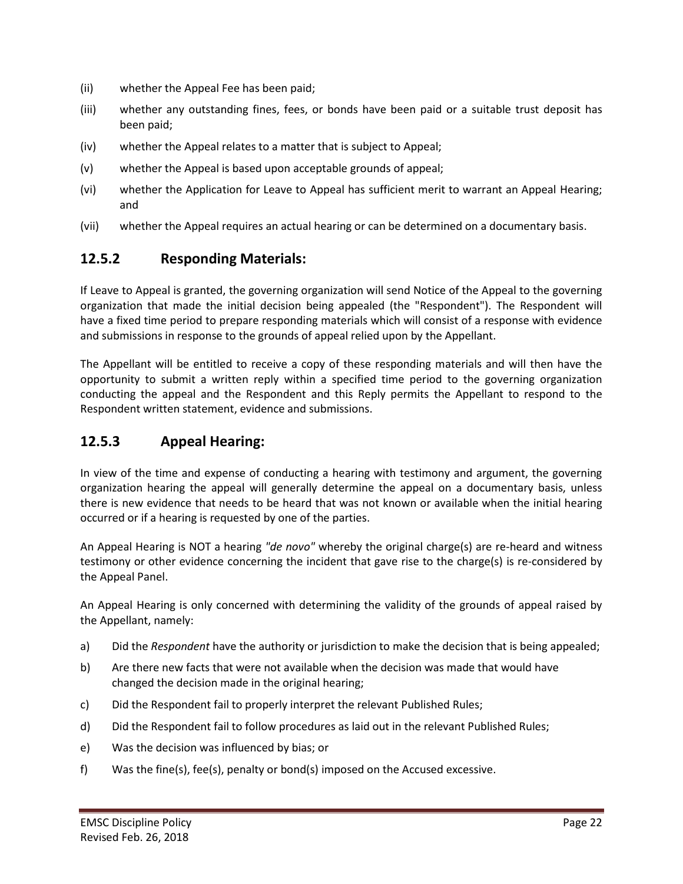(ii) whether the Appeal Fee has been paid;

(iii) whether any outstanding fines, fees, or bonds have been paid or a suitable trust deposit has been paid;

(iv) whether the Appeal relates to a matter that is subject to Appeal;

(v) whether the Appeal is based upon acceptable grounds of appeal;

(vi) whether the Application for Leave to Appeal has sufficient merit to warrant an Appeal Hearing; and

(vii) whether the Appeal requires an actual hearing or can be determined on a documentary basis.

## 12.5.2 Responding Materials:

If Leave to Appeal is granted, the governing organization will send Notice of the Appeal to the governing organization that made the initial decision being appealed (the "Respondent"). The Respondent will have a fixed time period to prepare responding materials which will consist of a response with evidence and submissions in response to the grounds of appeal relied upon by the Appellant.

The Appellant will be entitled to receive a copy of these responding materials and will then have the opportunity to submit a written reply within a specified time period to the governing organization conducting the appeal and the Respondent and this Reply permits the Appellant to respond to the Respondent written statement, evidence and submissions.

## 12.5.3 Appeal Hearing:

In view of the time and expense of conducting a hearing with testimony and argument, the governing organization hearing the appeal will generally determine the appeal on a documentary basis, unless there is new evidence that needs to be heard that was not known or available when the initial hearing occurred or if a hearing is requested by one of the parties.

An Appeal Hearing is NOT a hearing *"de novo"* whereby the original charge(s) are re-heard and witness testimony or other evidence concerning the incident that gave rise to the charge(s) is re-considered by the Appeal Panel.

An Appeal Hearing is only concerned with determining the validity of the grounds of appeal raised by the Appellant, namely:

a) Did the *Respondent* have the authority or jurisdiction to make the decision that is being appealed;

b) Are there new facts that were not available when the decision was made that would have changed the decision made in the original hearing;

c) Did the Respondent fail to properly interpret the relevant Published Rules;

d) Did the Respondent fail to follow procedures as laid out in the relevant Published Rules;

e) Was the decision was influenced by bias; or

f) Was the fine(s), fee(s), penalty or bond(s) imposed on the Accused excessive.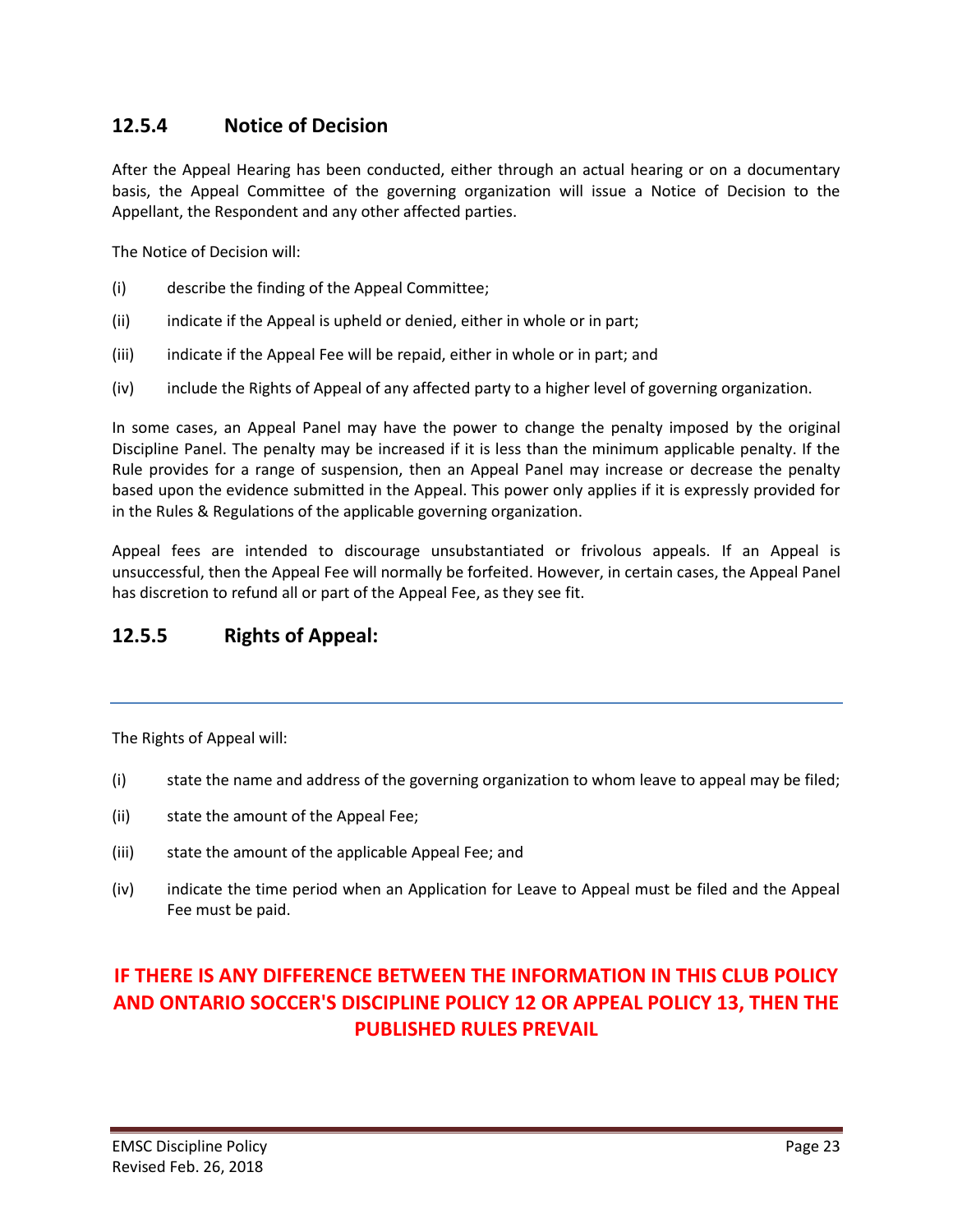### 12.5.4 Notice of Decision

After the Appeal Hearing has been conducted, either through an actual hearing or on a documentary basis, the Appeal Committee of the governing organization will issue a Notice of Decision to the Appellant, the Respondent and any other affected parties.

The Notice of Decision will:

(i) describe the finding of the Appeal Committee;

(ii) indicate if the Appeal is upheld or denied, either in whole or in part;

(iii) indicate if the Appeal Fee will be repaid, either in whole or in part; and

(iv) include the Rights of Appeal of any affected party to a higher level of governing organization.

In some cases, an Appeal Panel may have the power to change the penalty imposed by the original Discipline Panel. The penalty may be increased if it is less than the minimum applicable penalty. If the Rule provides for a range of suspension, then an Appeal Panel may increase or decrease the penalty based upon the evidence submitted in the Appeal. This power only applies if it is expressly provided for in the Rules & Regulations of the applicable governing organization.

Appeal fees are intended to discourage unsubstantiated or frivolous appeals. If an Appeal is unsuccessful, then the Appeal Fee will normally be forfeited. However, in certain cases, the Appeal Panel has discretion to refund all or part of the Appeal Fee, as they see fit.

### 12.5.5 Rights of Appeal:

---

The Rights of Appeal will:

(i) state the name and address of the governing organization to whom leave to appeal may be filed;

(ii) state the amount of the Appeal Fee;

(iii) state the amount of the applicable Appeal Fee; and

(iv) indicate the time period when an Application for Leave to Appeal must be filed and the Appeal Fee must be paid.

**IF THERE IS ANY DIFFERENCE BETWEEN THE INFORMATION IN THIS CLUB POLICY AND ONTARIO SOCCER'S DISCIPLINE POLICY 12 OR APPEAL POLICY 13, THEN THE PUBLISHED RULES PREVAIL**